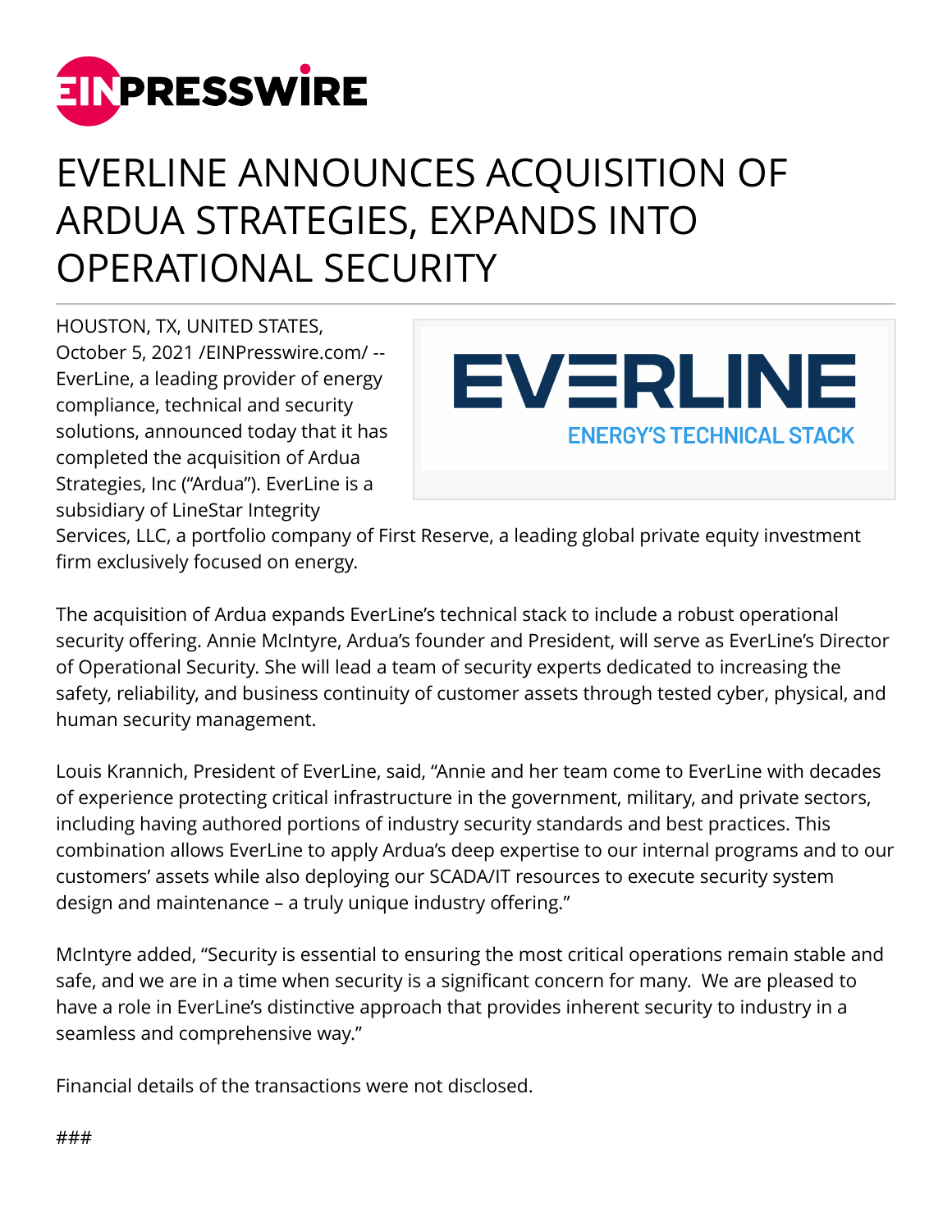# EVERLINE ANNOUNCES ACQUISITION OF ARDUA STRATEGIES, EXPANDS INTO OPERATIONAL SECURITY

HOUSTON, TX, UNITED STATES, October 5, 2021 /EINPresswire.com/ -- EverLine, a leading provider of energy compliance, technical and security solutions, announced today that it has completed the acquisition of Ardua Strategies, Inc ("Ardua"). EverLine is a subsidiary of LineStar Integrity Services, LLC, a portfolio company of First Reserve, a leading global private equity investment firm exclusively focused on energy.

The acquisition of Ardua expands EverLine's technical stack to include a robust operational security offering. Annie McIntyre, Ardua's founder and President, will serve as EverLine's Director of Operational Security. She will lead a team of security experts dedicated to increasing the safety, reliability, and business continuity of customer assets through tested cyber, physical, and human security management.

Louis Krannich, President of EverLine, said, "Annie and her team come to EverLine with decades of experience protecting critical infrastructure in the government, military, and private sectors, including having authored portions of industry security standards and best practices. This combination allows EverLine to apply Ardua's deep expertise to our internal programs and to our customers' assets while also deploying our SCADA/IT resources to execute security system design and maintenance – a truly unique industry offering."

McIntyre added, "Security is essential to ensuring the most critical operations remain stable and safe, and we are in a time when security is a significant concern for many. We are pleased to have a role in EverLine's distinctive approach that provides inherent security to industry in a seamless and comprehensive way."

Financial details of the transactions were not disclosed.

###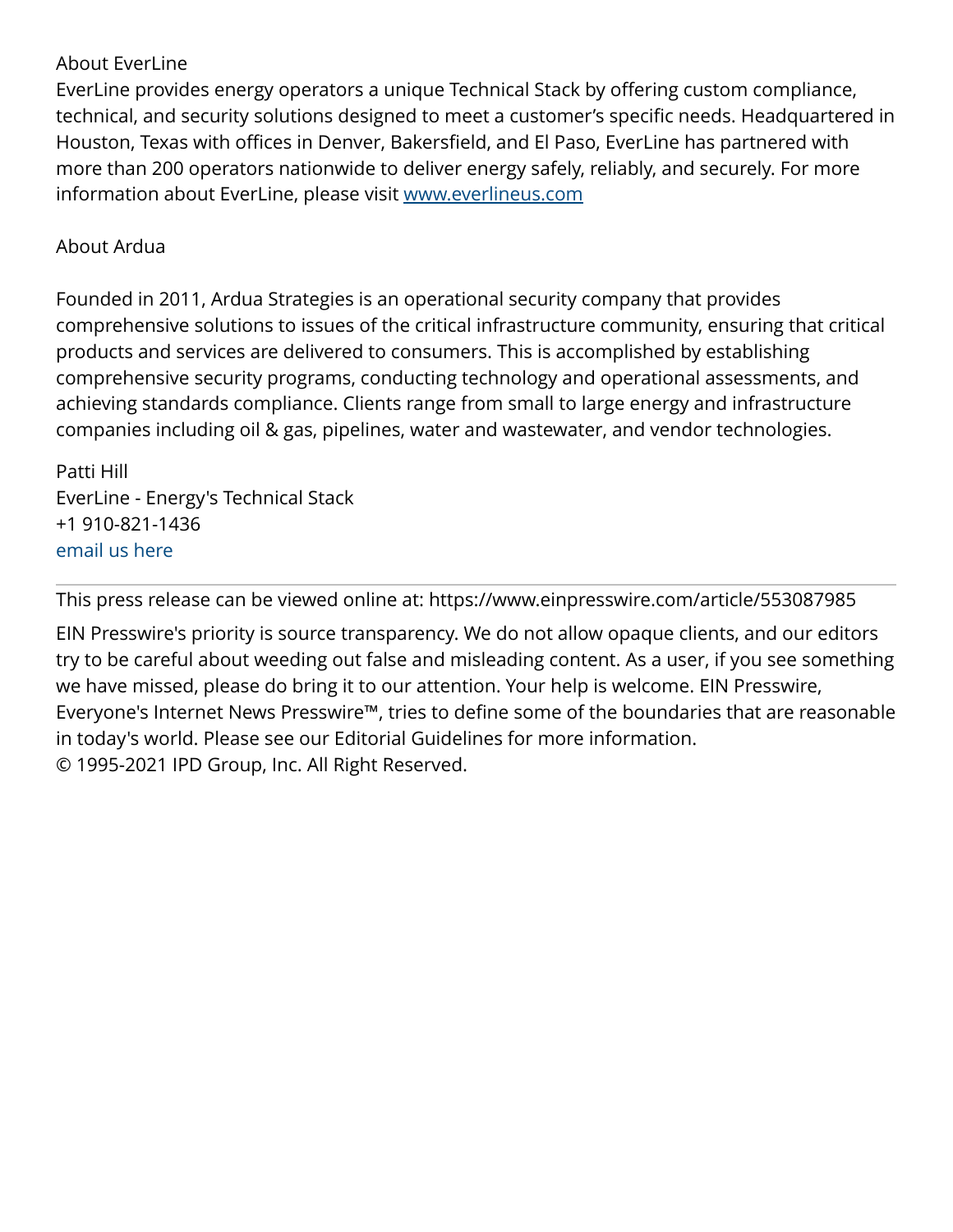About EverLine

EverLine provides energy operators a unique Technical Stack by offering custom compliance, technical, and security solutions designed to meet a customer's specific needs. Headquartered in Houston, Texas with offices in Denver, Bakersfield, and El Paso, EverLine has partnered with more than 200 operators nationwide to deliver energy safely, reliably, and securely. For more information about EverLine, please visit [www.everlineus.com](www.everlineus.com)

About Ardua

Founded in 2011, Ardua Strategies is an operational security company that provides comprehensive solutions to issues of the critical infrastructure community, ensuring that critical products and services are delivered to consumers. This is accomplished by establishing comprehensive security programs, conducting technology and operational assessments, and achieving standards compliance. Clients range from small to large energy and infrastructure companies including oil & gas, pipelines, water and wastewater, and vendor technologies.

Patti Hill
EverLine - Energy's Technical Stack
+1 910-821-1436
email us here

---

This press release can be viewed online at: https://www.einpresswire.com/article/553087985

EIN Presswire's priority is source transparency. We do not allow opaque clients, and our editors try to be careful about weeding out false and misleading content. As a user, if you see something we have missed, please do bring it to our attention. Your help is welcome. EIN Presswire, Everyone's Internet News Presswire™, tries to define some of the boundaries that are reasonable in today's world. Please see our Editorial Guidelines for more information.
© 1995-2021 IPD Group, Inc. All Right Reserved.